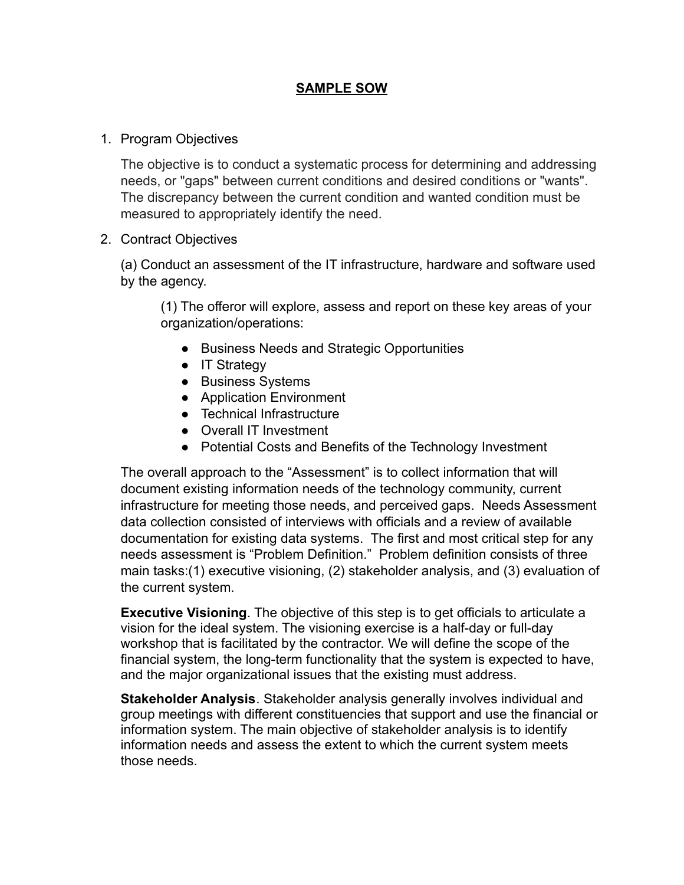# SAMPLE SOW

1. Program Objectives

   The objective is to conduct a systematic process for determining and addressing needs, or "gaps" between current conditions and desired conditions or "wants". The discrepancy between the current condition and wanted condition must be measured to appropriately identify the need.

2. Contract Objectives

   (a) Conduct an assessment of the IT infrastructure, hardware and software used by the agency.

   > (1) The offeror will explore, assess and report on these key areas of your organization/operations:
   >
   > - Business Needs and Strategic Opportunities
   > - IT Strategy
   > - Business Systems
   > - Application Environment
   > - Technical Infrastructure
   > - Overall IT Investment
   > - Potential Costs and Benefits of the Technology Investment

   The overall approach to the "Assessment" is to collect information that will document existing information needs of the technology community, current infrastructure for meeting those needs, and perceived gaps. Needs Assessment data collection consisted of interviews with officials and a review of available documentation for existing data systems. The first and most critical step for any needs assessment is "Problem Definition." Problem definition consists of three main tasks:(1) executive visioning, (2) stakeholder analysis, and (3) evaluation of the current system.

   **Executive Visioning**. The objective of this step is to get officials to articulate a vision for the ideal system. The visioning exercise is a half-day or full-day workshop that is facilitated by the contractor. We will define the scope of the financial system, the long-term functionality that the system is expected to have, and the major organizational issues that the existing must address.

   **Stakeholder Analysis**. Stakeholder analysis generally involves individual and group meetings with different constituencies that support and use the financial or information system. The main objective of stakeholder analysis is to identify information needs and assess the extent to which the current system meets those needs.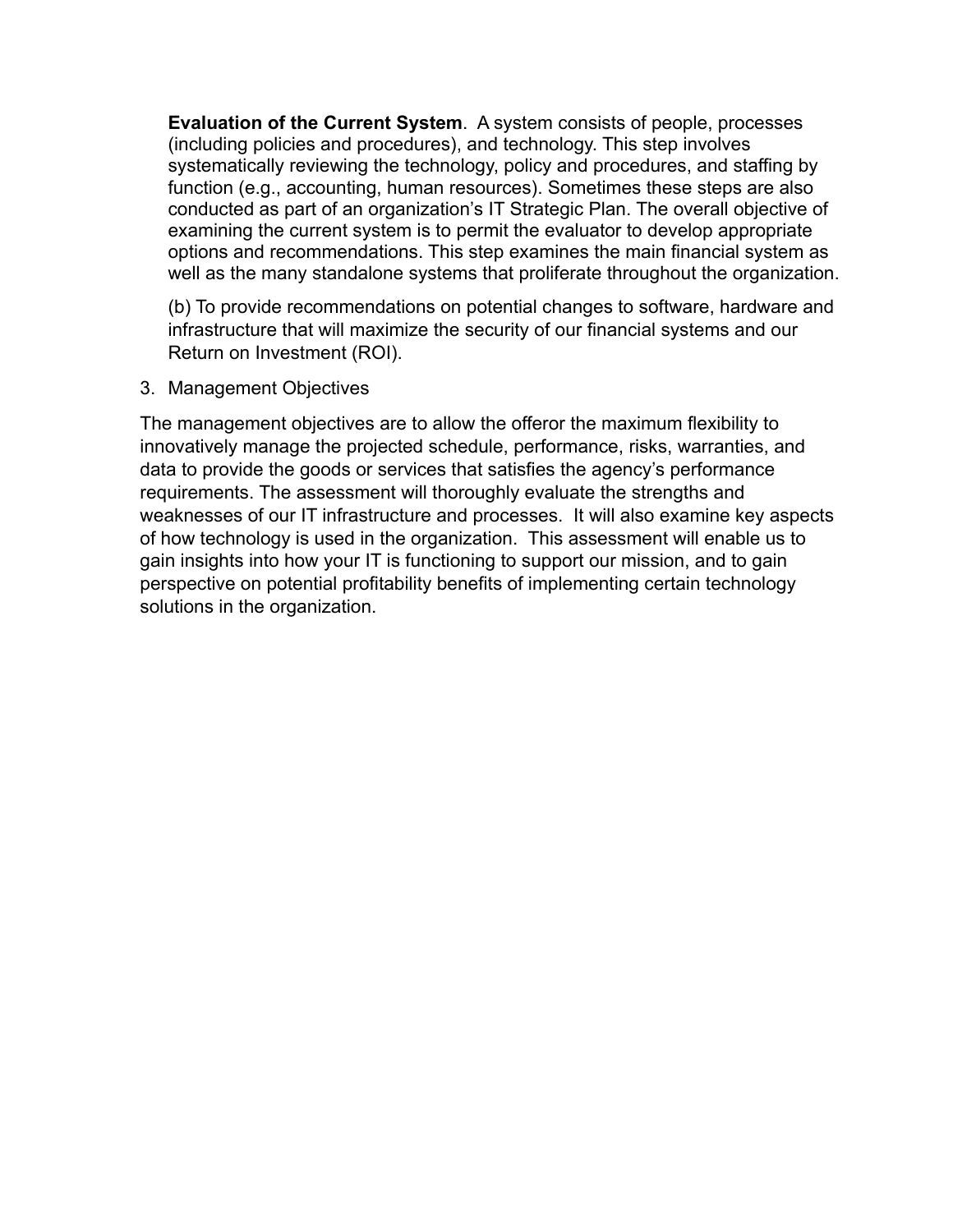**Evaluation of the Current System**. A system consists of people, processes (including policies and procedures), and technology. This step involves systematically reviewing the technology, policy and procedures, and staffing by function (e.g., accounting, human resources). Sometimes these steps are also conducted as part of an organization's IT Strategic Plan. The overall objective of examining the current system is to permit the evaluator to develop appropriate options and recommendations. This step examines the main financial system as well as the many standalone systems that proliferate throughout the organization.

(b) To provide recommendations on potential changes to software, hardware and infrastructure that will maximize the security of our financial systems and our Return on Investment (ROI).

3. Management Objectives

The management objectives are to allow the offeror the maximum flexibility to innovatively manage the projected schedule, performance, risks, warranties, and data to provide the goods or services that satisfies the agency's performance requirements. The assessment will thoroughly evaluate the strengths and weaknesses of our IT infrastructure and processes. It will also examine key aspects of how technology is used in the organization. This assessment will enable us to gain insights into how your IT is functioning to support our mission, and to gain perspective on potential profitability benefits of implementing certain technology solutions in the organization.